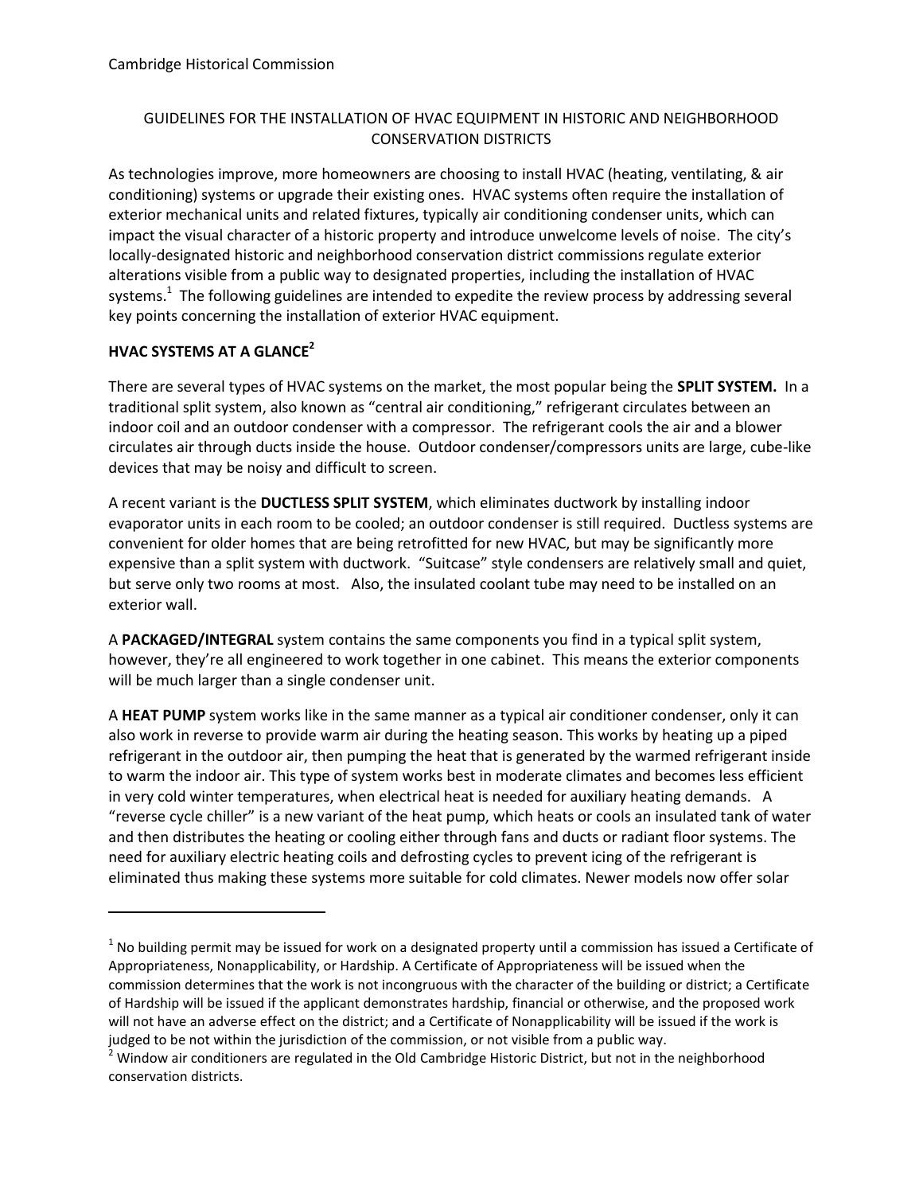Cambridge Historical Commission

# GUIDELINES FOR THE INSTALLATION OF HVAC EQUIPMENT IN HISTORIC AND NEIGHBORHOOD CONSERVATION DISTRICTS

As technologies improve, more homeowners are choosing to install HVAC (heating, ventilating, & air conditioning) systems or upgrade their existing ones. HVAC systems often require the installation of exterior mechanical units and related fixtures, typically air conditioning condenser units, which can impact the visual character of a historic property and introduce unwelcome levels of noise. The city's locally-designated historic and neighborhood conservation district commissions regulate exterior alterations visible from a public way to designated properties, including the installation of HVAC systems.[1] The following guidelines are intended to expedite the review process by addressing several key points concerning the installation of exterior HVAC equipment.

## HVAC SYSTEMS AT A GLANCE[2]

There are several types of HVAC systems on the market, the most popular being the **SPLIT SYSTEM.** In a traditional split system, also known as "central air conditioning," refrigerant circulates between an indoor coil and an outdoor condenser with a compressor. The refrigerant cools the air and a blower circulates air through ducts inside the house. Outdoor condenser/compressors units are large, cube-like devices that may be noisy and difficult to screen.

A recent variant is the **DUCTLESS SPLIT SYSTEM**, which eliminates ductwork by installing indoor evaporator units in each room to be cooled; an outdoor condenser is still required. Ductless systems are convenient for older homes that are being retrofitted for new HVAC, but may be significantly more expensive than a split system with ductwork. "Suitcase" style condensers are relatively small and quiet, but serve only two rooms at most. Also, the insulated coolant tube may need to be installed on an exterior wall.

A **PACKAGED/INTEGRAL** system contains the same components you find in a typical split system, however, they're all engineered to work together in one cabinet. This means the exterior components will be much larger than a single condenser unit.

A **HEAT PUMP** system works like in the same manner as a typical air conditioner condenser, only it can also work in reverse to provide warm air during the heating season. This works by heating up a piped refrigerant in the outdoor air, then pumping the heat that is generated by the warmed refrigerant inside to warm the indoor air. This type of system works best in moderate climates and becomes less efficient in very cold winter temperatures, when electrical heat is needed for auxiliary heating demands. A "reverse cycle chiller" is a new variant of the heat pump, which heats or cools an insulated tank of water and then distributes the heating or cooling either through fans and ducts or radiant floor systems. The need for auxiliary electric heating coils and defrosting cycles to prevent icing of the refrigerant is eliminated thus making these systems more suitable for cold climates. Newer models now offer solar

---

[1] No building permit may be issued for work on a designated property until a commission has issued a Certificate of Appropriateness, Nonapplicability, or Hardship. A Certificate of Appropriateness will be issued when the commission determines that the work is not incongruous with the character of the building or district; a Certificate of Hardship will be issued if the applicant demonstrates hardship, financial or otherwise, and the proposed work will not have an adverse effect on the district; and a Certificate of Nonapplicability will be issued if the work is judged to be not within the jurisdiction of the commission, or not visible from a public way.

[2] Window air conditioners are regulated in the Old Cambridge Historic District, but not in the neighborhood conservation districts.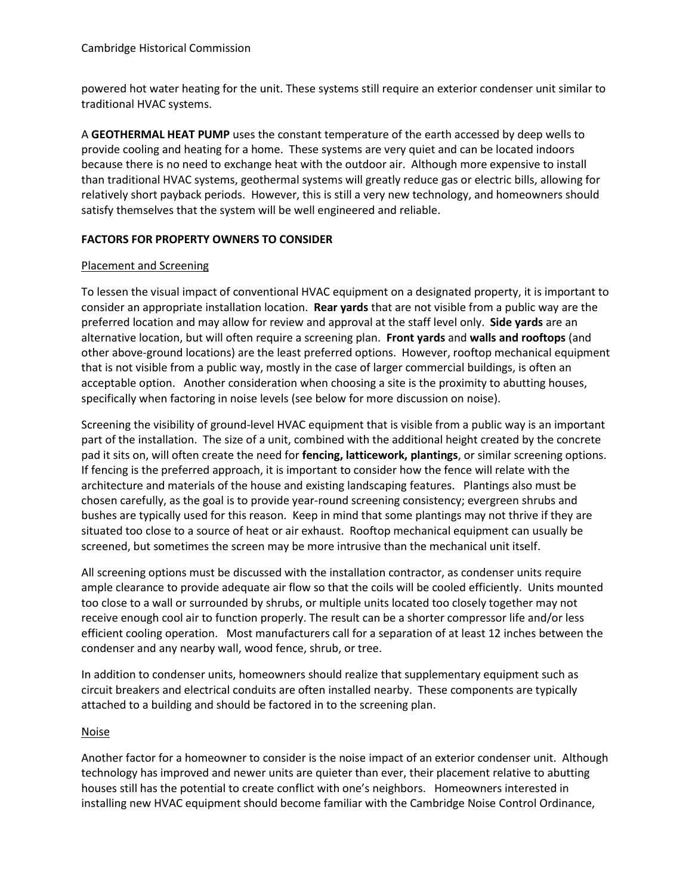powered hot water heating for the unit. These systems still require an exterior condenser unit similar to traditional HVAC systems.

A **GEOTHERMAL HEAT PUMP** uses the constant temperature of the earth accessed by deep wells to provide cooling and heating for a home. These systems are very quiet and can be located indoors because there is no need to exchange heat with the outdoor air. Although more expensive to install than traditional HVAC systems, geothermal systems will greatly reduce gas or electric bills, allowing for relatively short payback periods. However, this is still a very new technology, and homeowners should satisfy themselves that the system will be well engineered and reliable.

## FACTORS FOR PROPERTY OWNERS TO CONSIDER

### Placement and Screening

To lessen the visual impact of conventional HVAC equipment on a designated property, it is important to consider an appropriate installation location. **Rear yards** that are not visible from a public way are the preferred location and may allow for review and approval at the staff level only. **Side yards** are an alternative location, but will often require a screening plan. **Front yards** and **walls and rooftops** (and other above-ground locations) are the least preferred options. However, rooftop mechanical equipment that is not visible from a public way, mostly in the case of larger commercial buildings, is often an acceptable option. Another consideration when choosing a site is the proximity to abutting houses, specifically when factoring in noise levels (see below for more discussion on noise).

Screening the visibility of ground-level HVAC equipment that is visible from a public way is an important part of the installation. The size of a unit, combined with the additional height created by the concrete pad it sits on, will often create the need for **fencing, latticework, plantings**, or similar screening options. If fencing is the preferred approach, it is important to consider how the fence will relate with the architecture and materials of the house and existing landscaping features. Plantings also must be chosen carefully, as the goal is to provide year-round screening consistency; evergreen shrubs and bushes are typically used for this reason. Keep in mind that some plantings may not thrive if they are situated too close to a source of heat or air exhaust. Rooftop mechanical equipment can usually be screened, but sometimes the screen may be more intrusive than the mechanical unit itself.

All screening options must be discussed with the installation contractor, as condenser units require ample clearance to provide adequate air flow so that the coils will be cooled efficiently. Units mounted too close to a wall or surrounded by shrubs, or multiple units located too closely together may not receive enough cool air to function properly. The result can be a shorter compressor life and/or less efficient cooling operation. Most manufacturers call for a separation of at least 12 inches between the condenser and any nearby wall, wood fence, shrub, or tree.

In addition to condenser units, homeowners should realize that supplementary equipment such as circuit breakers and electrical conduits are often installed nearby. These components are typically attached to a building and should be factored in to the screening plan.

### Noise

Another factor for a homeowner to consider is the noise impact of an exterior condenser unit. Although technology has improved and newer units are quieter than ever, their placement relative to abutting houses still has the potential to create conflict with one's neighbors. Homeowners interested in installing new HVAC equipment should become familiar with the Cambridge Noise Control Ordinance,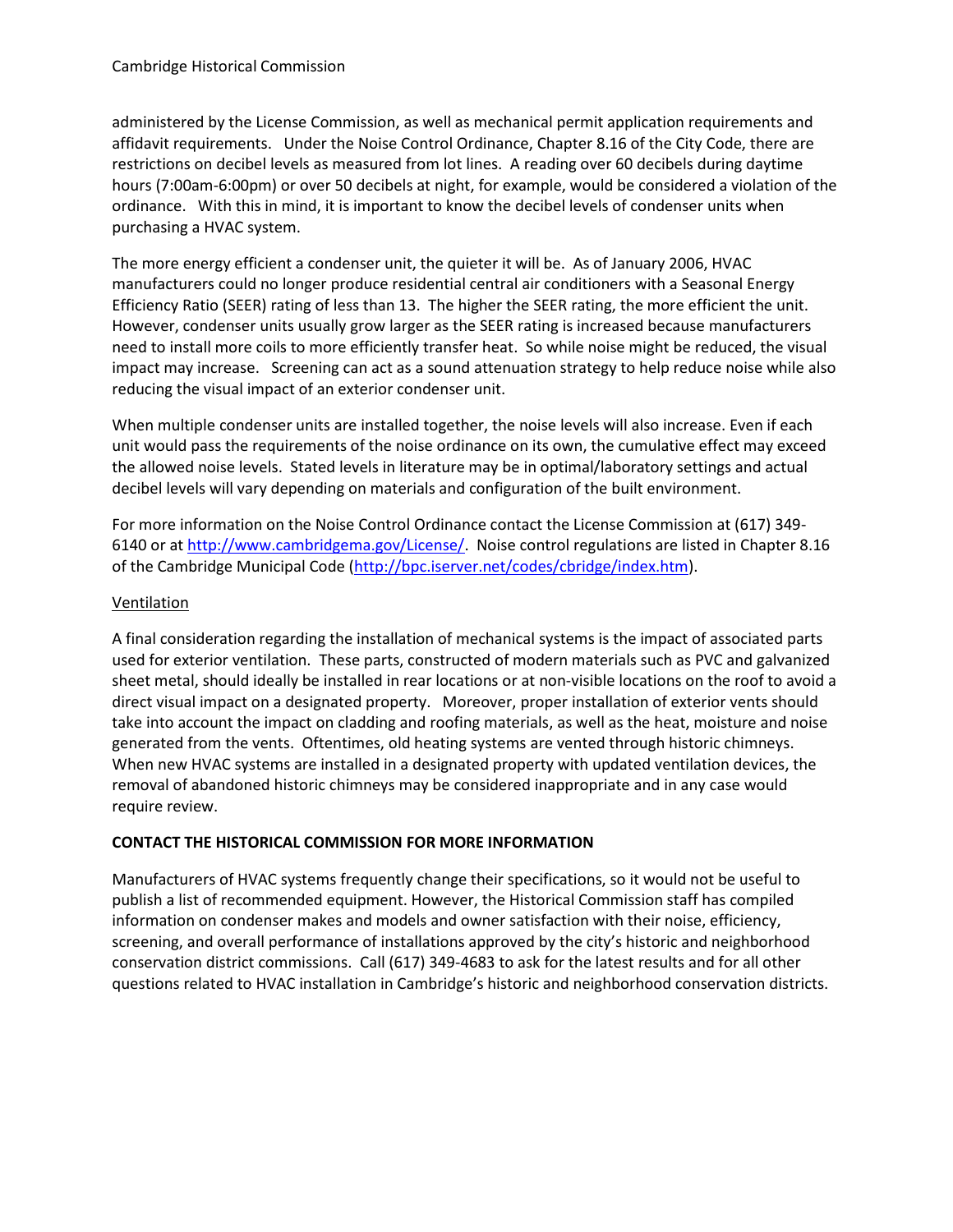administered by the License Commission, as well as mechanical permit application requirements and affidavit requirements. Under the Noise Control Ordinance, Chapter 8.16 of the City Code, there are restrictions on decibel levels as measured from lot lines. A reading over 60 decibels during daytime hours (7:00am-6:00pm) or over 50 decibels at night, for example, would be considered a violation of the ordinance. With this in mind, it is important to know the decibel levels of condenser units when purchasing a HVAC system.

The more energy efficient a condenser unit, the quieter it will be. As of January 2006, HVAC manufacturers could no longer produce residential central air conditioners with a Seasonal Energy Efficiency Ratio (SEER) rating of less than 13. The higher the SEER rating, the more efficient the unit. However, condenser units usually grow larger as the SEER rating is increased because manufacturers need to install more coils to more efficiently transfer heat. So while noise might be reduced, the visual impact may increase. Screening can act as a sound attenuation strategy to help reduce noise while also reducing the visual impact of an exterior condenser unit.

When multiple condenser units are installed together, the noise levels will also increase. Even if each unit would pass the requirements of the noise ordinance on its own, the cumulative effect may exceed the allowed noise levels. Stated levels in literature may be in optimal/laboratory settings and actual decibel levels will vary depending on materials and configuration of the built environment.

For more information on the Noise Control Ordinance contact the License Commission at (617) 349-6140 or at http://www.cambridgema.gov/License/. Noise control regulations are listed in Chapter 8.16 of the Cambridge Municipal Code (http://bpc.iserver.net/codes/cbridge/index.htm).

### Ventilation

A final consideration regarding the installation of mechanical systems is the impact of associated parts used for exterior ventilation. These parts, constructed of modern materials such as PVC and galvanized sheet metal, should ideally be installed in rear locations or at non-visible locations on the roof to avoid a direct visual impact on a designated property. Moreover, proper installation of exterior vents should take into account the impact on cladding and roofing materials, as well as the heat, moisture and noise generated from the vents. Oftentimes, old heating systems are vented through historic chimneys. When new HVAC systems are installed in a designated property with updated ventilation devices, the removal of abandoned historic chimneys may be considered inappropriate and in any case would require review.

## CONTACT THE HISTORICAL COMMISSION FOR MORE INFORMATION

Manufacturers of HVAC systems frequently change their specifications, so it would not be useful to publish a list of recommended equipment. However, the Historical Commission staff has compiled information on condenser makes and models and owner satisfaction with their noise, efficiency, screening, and overall performance of installations approved by the city's historic and neighborhood conservation district commissions. Call (617) 349-4683 to ask for the latest results and for all other questions related to HVAC installation in Cambridge's historic and neighborhood conservation districts.